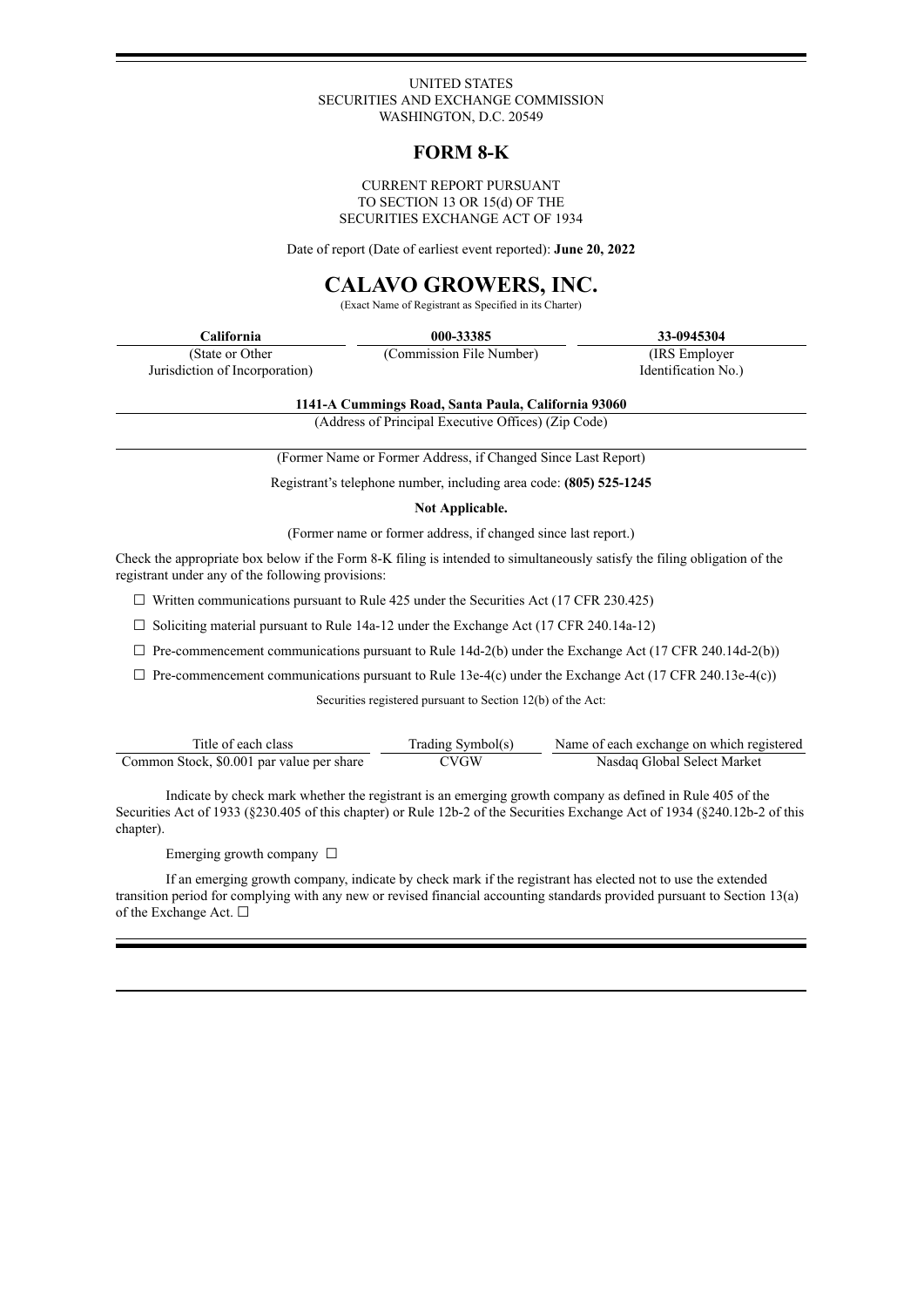UNITED STATES
SECURITIES AND EXCHANGE COMMISSION
WASHINGTON, D.C. 20549

# FORM 8-K

CURRENT REPORT PURSUANT
TO SECTION 13 OR 15(d) OF THE
SECURITIES EXCHANGE ACT OF 1934

Date of report (Date of earliest event reported): **June 20, 2022**

# CALAVO GROWERS, INC.

(Exact Name of Registrant as Specified in its Charter)

| **California** | **000-33385** | **33-0945304** |
|---|---|---|
| (State or Other Jurisdiction of Incorporation) | (Commission File Number) | (IRS Employer Identification No.) |

**1141-A Cummings Road, Santa Paula, California 93060**
(Address of Principal Executive Offices) (Zip Code)

(Former Name or Former Address, if Changed Since Last Report)

Registrant's telephone number, including area code: **(805) 525-1245**

**Not Applicable.**

(Former name or former address, if changed since last report.)

Check the appropriate box below if the Form 8-K filing is intended to simultaneously satisfy the filing obligation of the registrant under any of the following provisions:

☐ Written communications pursuant to Rule 425 under the Securities Act (17 CFR 230.425)

☐ Soliciting material pursuant to Rule 14a-12 under the Exchange Act (17 CFR 240.14a-12)

☐ Pre-commencement communications pursuant to Rule 14d-2(b) under the Exchange Act (17 CFR 240.14d-2(b))

☐ Pre-commencement communications pursuant to Rule 13e-4(c) under the Exchange Act (17 CFR 240.13e-4(c))

Securities registered pursuant to Section 12(b) of the Act:

| Title of each class | Trading Symbol(s) | Name of each exchange on which registered |
|---|---|---|
| Common Stock, $0.001 par value per share | CVGW | Nasdaq Global Select Market |

Indicate by check mark whether the registrant is an emerging growth company as defined in Rule 405 of the Securities Act of 1933 (§230.405 of this chapter) or Rule 12b-2 of the Securities Exchange Act of 1934 (§240.12b-2 of this chapter).

Emerging growth company ☐

If an emerging growth company, indicate by check mark if the registrant has elected not to use the extended transition period for complying with any new or revised financial accounting standards provided pursuant to Section 13(a) of the Exchange Act. ☐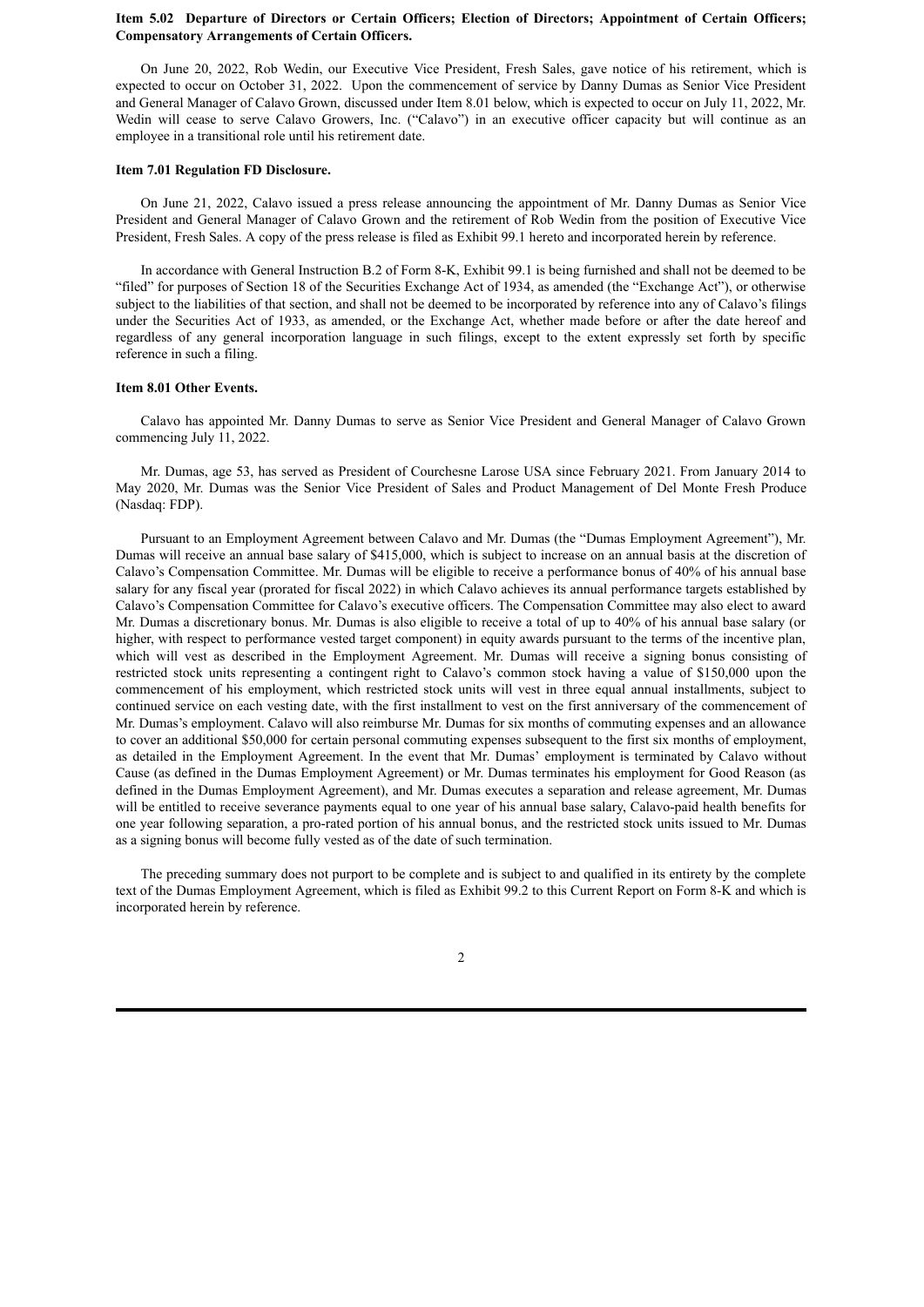**Item 5.02 Departure of Directors or Certain Officers; Election of Directors; Appointment of Certain Officers; Compensatory Arrangements of Certain Officers.**

On June 20, 2022, Rob Wedin, our Executive Vice President, Fresh Sales, gave notice of his retirement, which is expected to occur on October 31, 2022. Upon the commencement of service by Danny Dumas as Senior Vice President and General Manager of Calavo Grown, discussed under Item 8.01 below, which is expected to occur on July 11, 2022, Mr. Wedin will cease to serve Calavo Growers, Inc. ("Calavo") in an executive officer capacity but will continue as an employee in a transitional role until his retirement date.

**Item 7.01 Regulation FD Disclosure.**

On June 21, 2022, Calavo issued a press release announcing the appointment of Mr. Danny Dumas as Senior Vice President and General Manager of Calavo Grown and the retirement of Rob Wedin from the position of Executive Vice President, Fresh Sales. A copy of the press release is filed as Exhibit 99.1 hereto and incorporated herein by reference.

In accordance with General Instruction B.2 of Form 8-K, Exhibit 99.1 is being furnished and shall not be deemed to be "filed" for purposes of Section 18 of the Securities Exchange Act of 1934, as amended (the "Exchange Act"), or otherwise subject to the liabilities of that section, and shall not be deemed to be incorporated by reference into any of Calavo's filings under the Securities Act of 1933, as amended, or the Exchange Act, whether made before or after the date hereof and regardless of any general incorporation language in such filings, except to the extent expressly set forth by specific reference in such a filing.

**Item 8.01 Other Events.**

Calavo has appointed Mr. Danny Dumas to serve as Senior Vice President and General Manager of Calavo Grown commencing July 11, 2022.

Mr. Dumas, age 53, has served as President of Courchesne Larose USA since February 2021. From January 2014 to May 2020, Mr. Dumas was the Senior Vice President of Sales and Product Management of Del Monte Fresh Produce (Nasdaq: FDP).

Pursuant to an Employment Agreement between Calavo and Mr. Dumas (the "Dumas Employment Agreement"), Mr. Dumas will receive an annual base salary of $415,000, which is subject to increase on an annual basis at the discretion of Calavo's Compensation Committee. Mr. Dumas will be eligible to receive a performance bonus of 40% of his annual base salary for any fiscal year (prorated for fiscal 2022) in which Calavo achieves its annual performance targets established by Calavo's Compensation Committee for Calavo's executive officers. The Compensation Committee may also elect to award Mr. Dumas a discretionary bonus. Mr. Dumas is also eligible to receive a total of up to 40% of his annual base salary (or higher, with respect to performance vested target component) in equity awards pursuant to the terms of the incentive plan, which will vest as described in the Employment Agreement. Mr. Dumas will receive a signing bonus consisting of restricted stock units representing a contingent right to Calavo's common stock having a value of $150,000 upon the commencement of his employment, which restricted stock units will vest in three equal annual installments, subject to continued service on each vesting date, with the first installment to vest on the first anniversary of the commencement of Mr. Dumas's employment. Calavo will also reimburse Mr. Dumas for six months of commuting expenses and an allowance to cover an additional $50,000 for certain personal commuting expenses subsequent to the first six months of employment, as detailed in the Employment Agreement. In the event that Mr. Dumas' employment is terminated by Calavo without Cause (as defined in the Dumas Employment Agreement) or Mr. Dumas terminates his employment for Good Reason (as defined in the Dumas Employment Agreement), and Mr. Dumas executes a separation and release agreement, Mr. Dumas will be entitled to receive severance payments equal to one year of his annual base salary, Calavo-paid health benefits for one year following separation, a pro-rated portion of his annual bonus, and the restricted stock units issued to Mr. Dumas as a signing bonus will become fully vested as of the date of such termination.

The preceding summary does not purport to be complete and is subject to and qualified in its entirety by the complete text of the Dumas Employment Agreement, which is filed as Exhibit 99.2 to this Current Report on Form 8-K and which is incorporated herein by reference.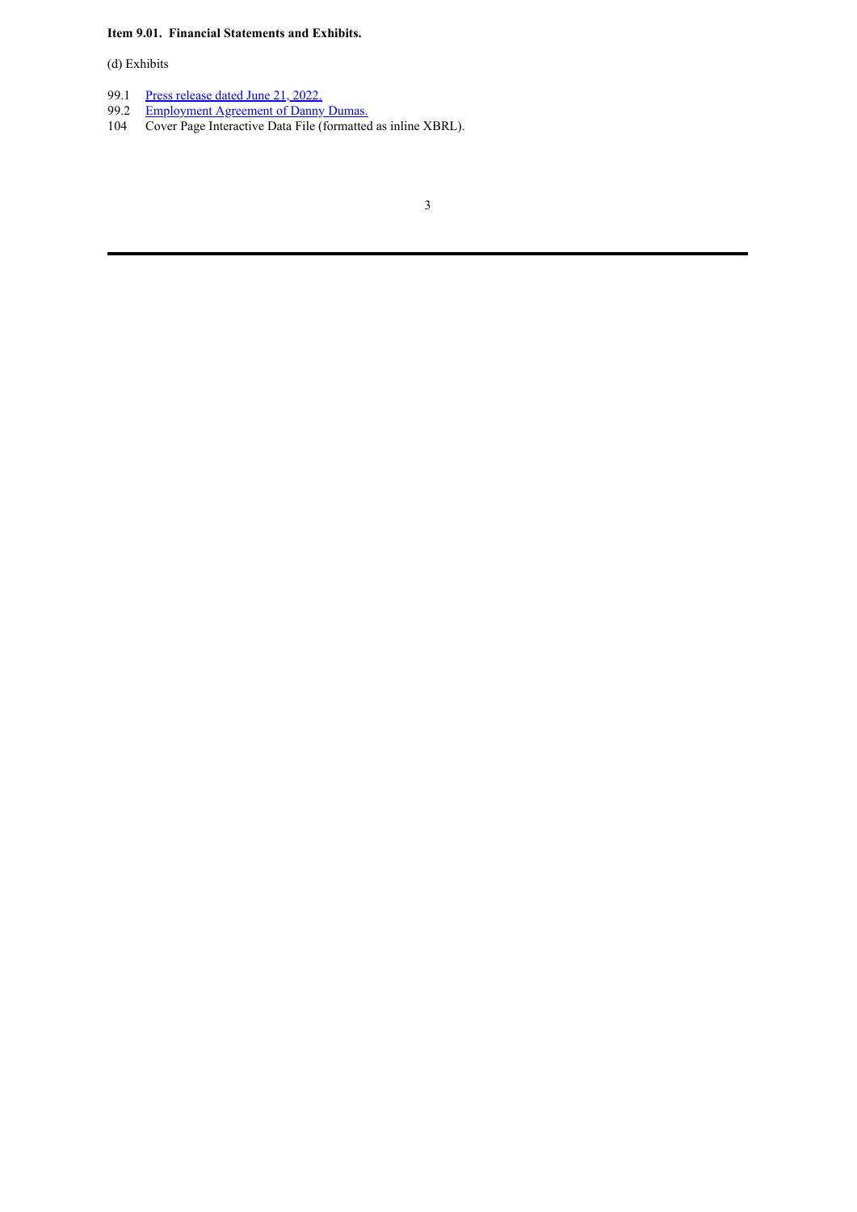**Item 9.01. Financial Statements and Exhibits.**

(d) Exhibits

| | |
|---|---|
| 99.1 | Press release dated June 21, 2022. |
| 99.2 | Employment Agreement of Danny Dumas. |
| 104 | Cover Page Interactive Data File (formatted as inline XBRL). |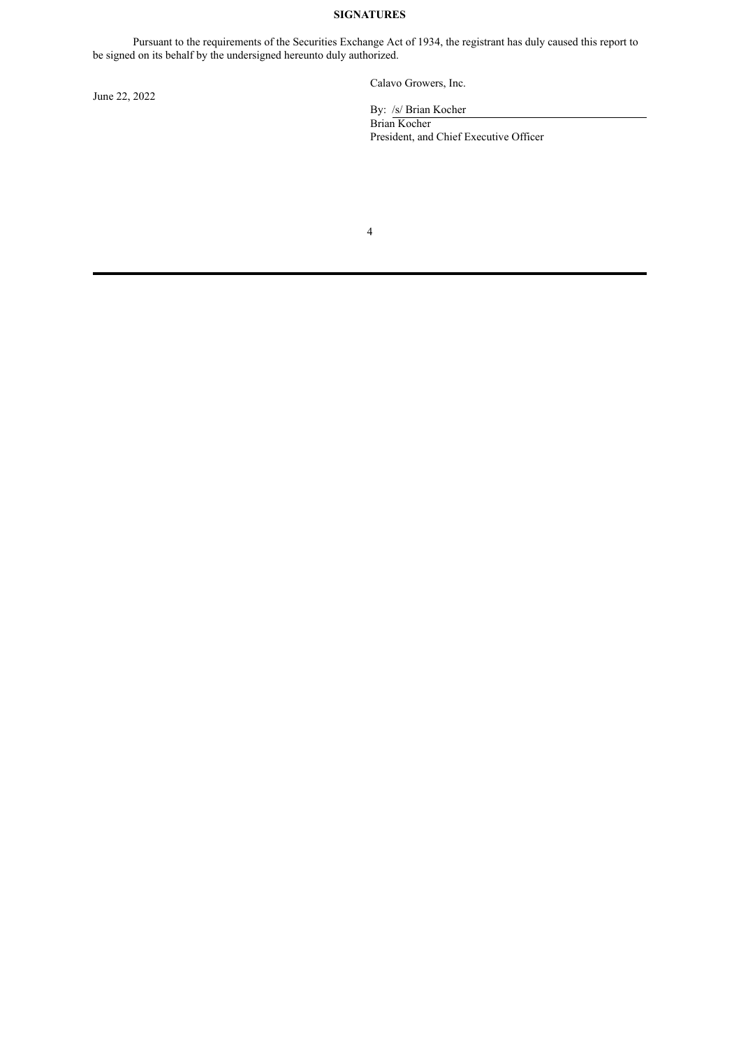**SIGNATURES**

Pursuant to the requirements of the Securities Exchange Act of 1934, the registrant has duly caused this report to be signed on its behalf by the undersigned hereunto duly authorized.

June 22, 2022

Calavo Growers, Inc.

By: /s/ Brian Kocher
Brian Kocher
President, and Chief Executive Officer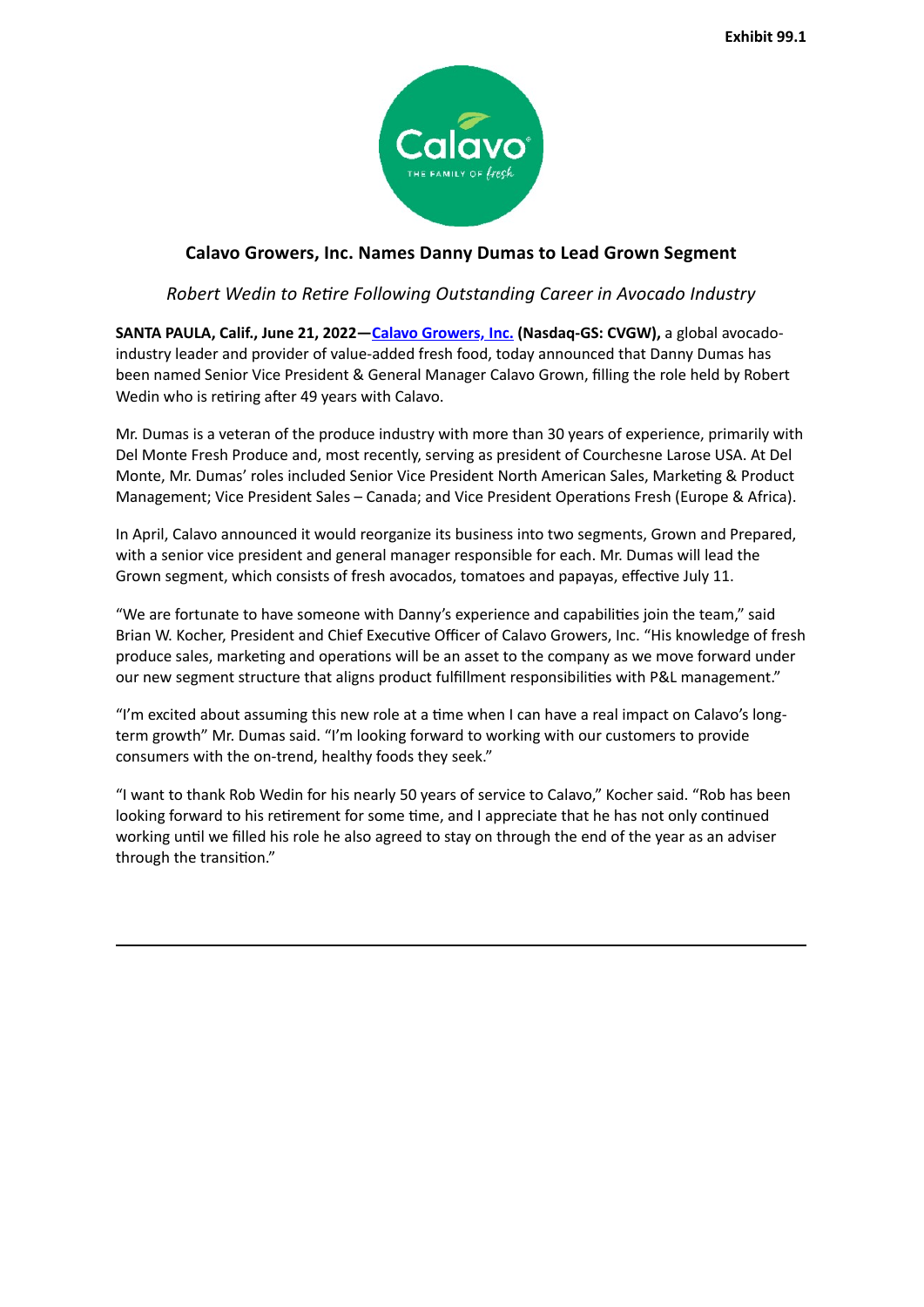Exhibit 99.1

## Calavo Growers, Inc. Names Danny Dumas to Lead Grown Segment

*Robert Wedin to Retire Following Outstanding Career in Avocado Industry*

**SANTA PAULA, Calif., June 21, 2022—Calavo Growers, Inc. (Nasdaq-GS: CVGW),** a global avocado-industry leader and provider of value-added fresh food, today announced that Danny Dumas has been named Senior Vice President & General Manager Calavo Grown, filling the role held by Robert Wedin who is retiring after 49 years with Calavo.

Mr. Dumas is a veteran of the produce industry with more than 30 years of experience, primarily with Del Monte Fresh Produce and, most recently, serving as president of Courchesne Larose USA. At Del Monte, Mr. Dumas' roles included Senior Vice President North American Sales, Marketing & Product Management; Vice President Sales – Canada; and Vice President Operations Fresh (Europe & Africa).

In April, Calavo announced it would reorganize its business into two segments, Grown and Prepared, with a senior vice president and general manager responsible for each. Mr. Dumas will lead the Grown segment, which consists of fresh avocados, tomatoes and papayas, effective July 11.

"We are fortunate to have someone with Danny's experience and capabilities join the team," said Brian W. Kocher, President and Chief Executive Officer of Calavo Growers, Inc. "His knowledge of fresh produce sales, marketing and operations will be an asset to the company as we move forward under our new segment structure that aligns product fulfillment responsibilities with P&L management."

"I'm excited about assuming this new role at a time when I can have a real impact on Calavo's long-term growth" Mr. Dumas said. "I'm looking forward to working with our customers to provide consumers with the on-trend, healthy foods they seek."

"I want to thank Rob Wedin for his nearly 50 years of service to Calavo," Kocher said. "Rob has been looking forward to his retirement for some time, and I appreciate that he has not only continued working until we filled his role he also agreed to stay on through the end of the year as an adviser through the transition."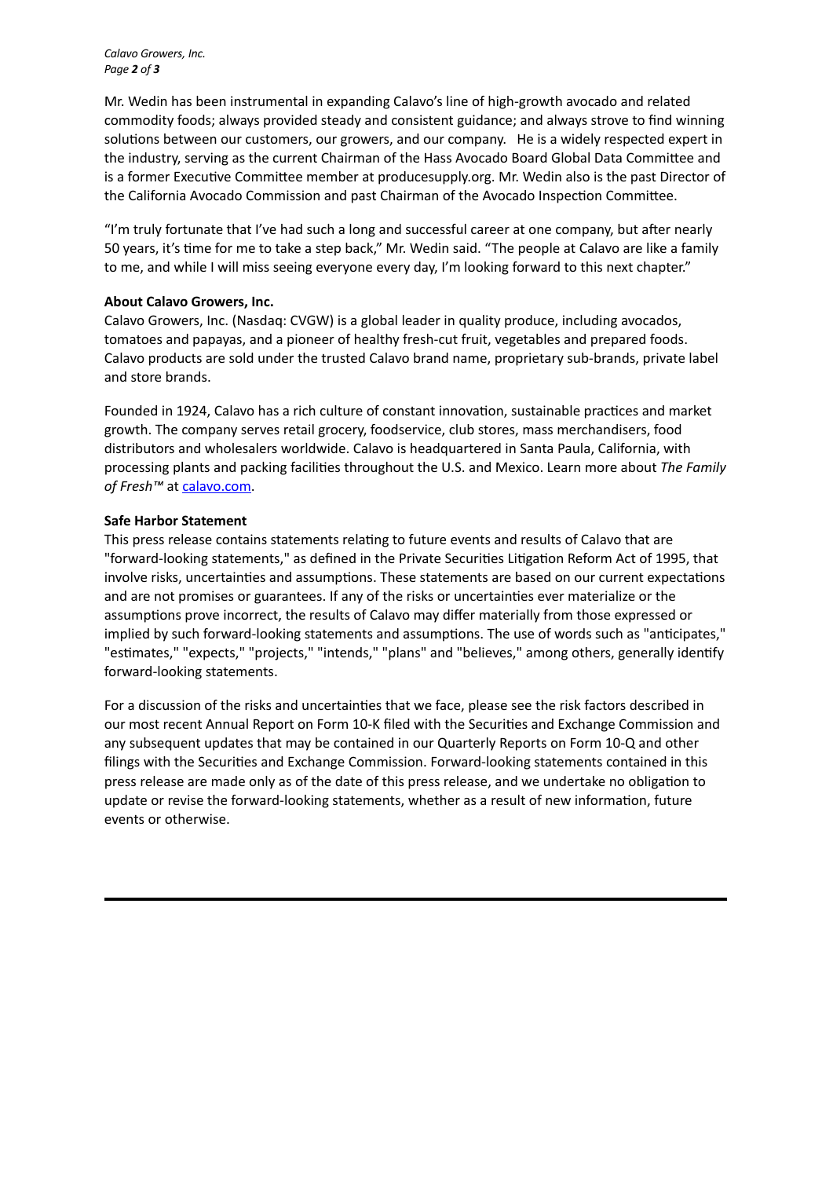Mr. Wedin has been instrumental in expanding Calavo's line of high-growth avocado and related commodity foods; always provided steady and consistent guidance; and always strove to find winning solutions between our customers, our growers, and our company. He is a widely respected expert in the industry, serving as the current Chairman of the Hass Avocado Board Global Data Committee and is a former Executive Committee member at producesupply.org. Mr. Wedin also is the past Director of the California Avocado Commission and past Chairman of the Avocado Inspection Committee.

"I'm truly fortunate that I've had such a long and successful career at one company, but after nearly 50 years, it's time for me to take a step back," Mr. Wedin said. "The people at Calavo are like a family to me, and while I will miss seeing everyone every day, I'm looking forward to this next chapter."

**About Calavo Growers, Inc.**

Calavo Growers, Inc. (Nasdaq: CVGW) is a global leader in quality produce, including avocados, tomatoes and papayas, and a pioneer of healthy fresh-cut fruit, vegetables and prepared foods. Calavo products are sold under the trusted Calavo brand name, proprietary sub-brands, private label and store brands.

Founded in 1924, Calavo has a rich culture of constant innovation, sustainable practices and market growth. The company serves retail grocery, foodservice, club stores, mass merchandisers, food distributors and wholesalers worldwide. Calavo is headquartered in Santa Paula, California, with processing plants and packing facilities throughout the U.S. and Mexico. Learn more about *The Family of Fresh™* at calavo.com.

**Safe Harbor Statement**

This press release contains statements relating to future events and results of Calavo that are "forward-looking statements," as defined in the Private Securities Litigation Reform Act of 1995, that involve risks, uncertainties and assumptions. These statements are based on our current expectations and are not promises or guarantees. If any of the risks or uncertainties ever materialize or the assumptions prove incorrect, the results of Calavo may differ materially from those expressed or implied by such forward-looking statements and assumptions. The use of words such as "anticipates," "estimates," "expects," "projects," "intends," "plans" and "believes," among others, generally identify forward-looking statements.

For a discussion of the risks and uncertainties that we face, please see the risk factors described in our most recent Annual Report on Form 10-K filed with the Securities and Exchange Commission and any subsequent updates that may be contained in our Quarterly Reports on Form 10-Q and other filings with the Securities and Exchange Commission. Forward-looking statements contained in this press release are made only as of the date of this press release, and we undertake no obligation to update or revise the forward-looking statements, whether as a result of new information, future events or otherwise.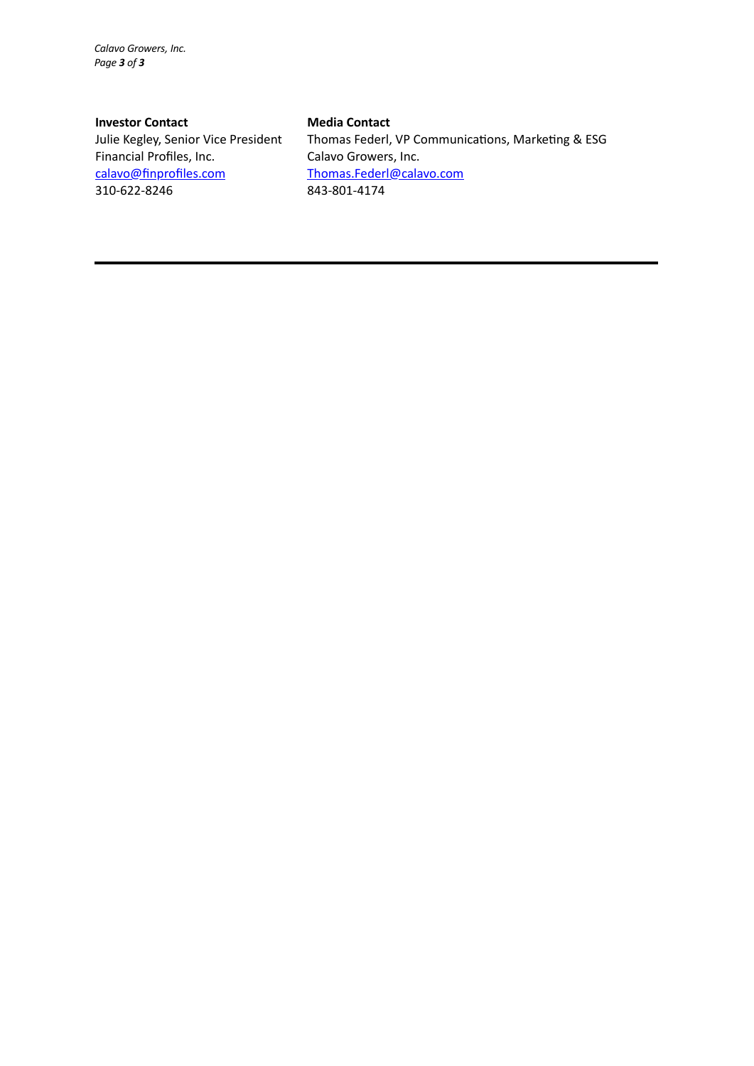**Investor Contact**
Julie Kegley, Senior Vice President
Financial Profiles, Inc.
calavo@finprofiles.com
310-622-8246

**Media Contact**
Thomas Federl, VP Communications, Marketing & ESG
Calavo Growers, Inc.
Thomas.Federl@calavo.com
843-801-4174

---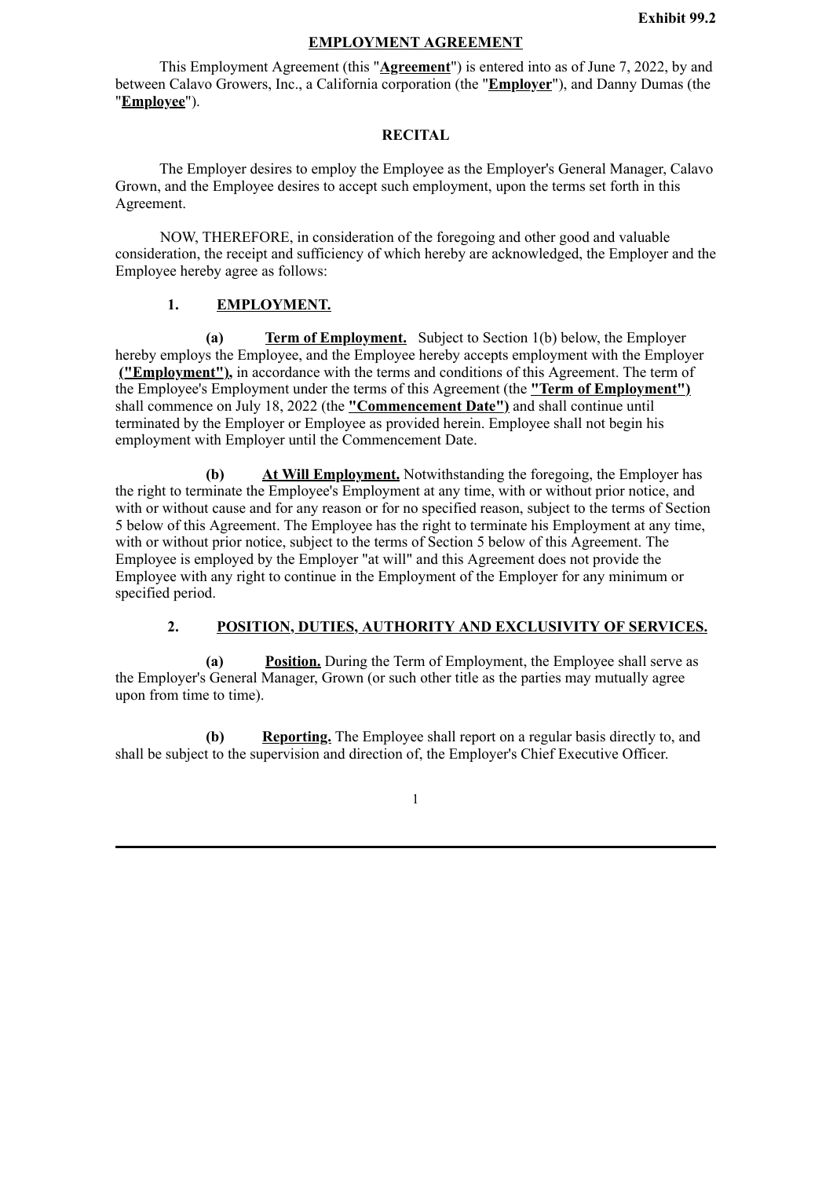**Exhibit 99.2**

# EMPLOYMENT AGREEMENT

This Employment Agreement (this "**Agreement**") is entered into as of June 7, 2022, by and between Calavo Growers, Inc., a California corporation (the "**Employer**"), and Danny Dumas (the "**Employee**").

## RECITAL

The Employer desires to employ the Employee as the Employer's General Manager, Calavo Grown, and the Employee desires to accept such employment, upon the terms set forth in this Agreement.

NOW, THEREFORE, in consideration of the foregoing and other good and valuable consideration, the receipt and sufficiency of which hereby are acknowledged, the Employer and the Employee hereby agree as follows:

### 1. EMPLOYMENT.

**(a) Term of Employment.** Subject to Section 1(b) below, the Employer hereby employs the Employee, and the Employee hereby accepts employment with the Employer **("Employment"),** in accordance with the terms and conditions of this Agreement. The term of the Employee's Employment under the terms of this Agreement (the **"Term of Employment")** shall commence on July 18, 2022 (the **"Commencement Date")** and shall continue until terminated by the Employer or Employee as provided herein. Employee shall not begin his employment with Employer until the Commencement Date.

**(b) At Will Employment.** Notwithstanding the foregoing, the Employer has the right to terminate the Employee's Employment at any time, with or without prior notice, and with or without cause and for any reason or for no specified reason, subject to the terms of Section 5 below of this Agreement. The Employee has the right to terminate his Employment at any time, with or without prior notice, subject to the terms of Section 5 below of this Agreement. The Employee is employed by the Employer "at will" and this Agreement does not provide the Employee with any right to continue in the Employment of the Employer for any minimum or specified period.

### 2. POSITION, DUTIES, AUTHORITY AND EXCLUSIVITY OF SERVICES.

**(a) Position.** During the Term of Employment, the Employee shall serve as the Employer's General Manager, Grown (or such other title as the parties may mutually agree upon from time to time).

**(b) Reporting.** The Employee shall report on a regular basis directly to, and shall be subject to the supervision and direction of, the Employer's Chief Executive Officer.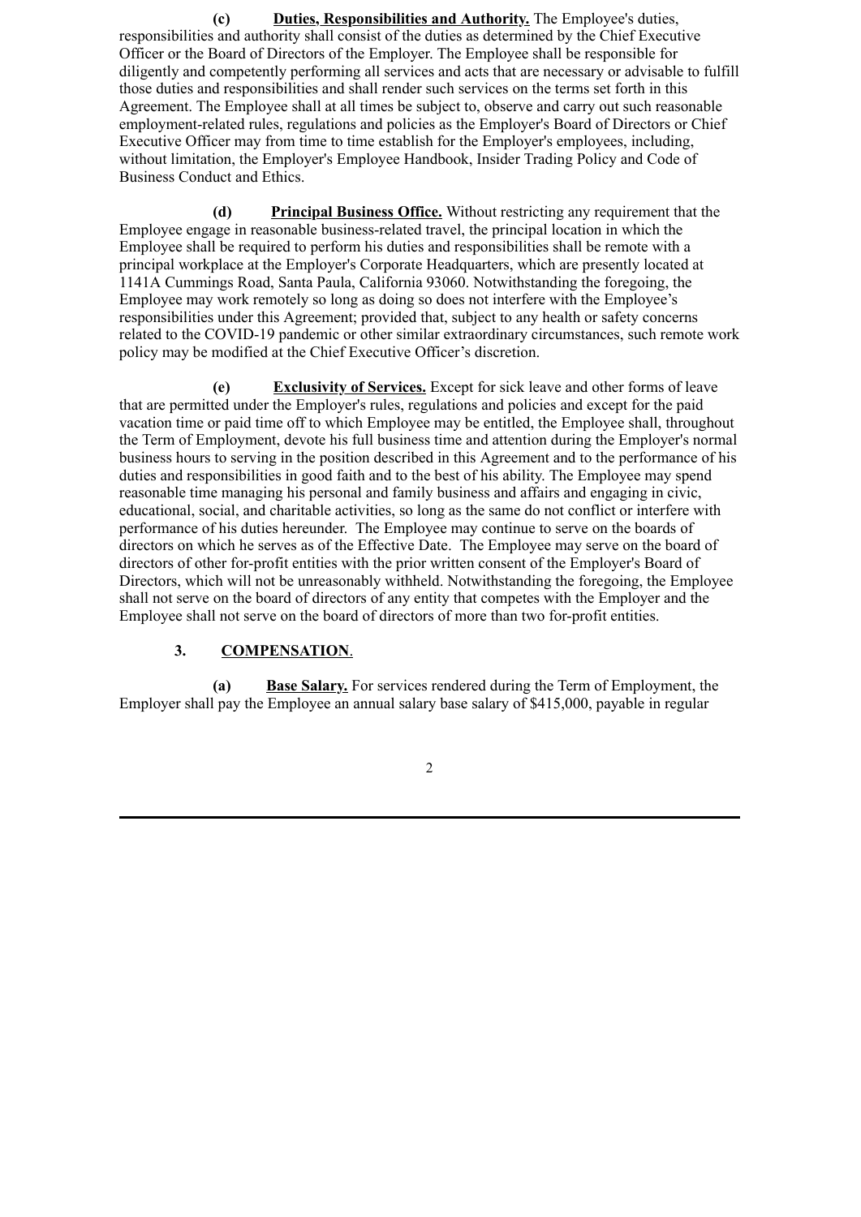**(c)** **Duties, Responsibilities and Authority.** The Employee's duties, responsibilities and authority shall consist of the duties as determined by the Chief Executive Officer or the Board of Directors of the Employer. The Employee shall be responsible for diligently and competently performing all services and acts that are necessary or advisable to fulfill those duties and responsibilities and shall render such services on the terms set forth in this Agreement. The Employee shall at all times be subject to, observe and carry out such reasonable employment-related rules, regulations and policies as the Employer's Board of Directors or Chief Executive Officer may from time to time establish for the Employer's employees, including, without limitation, the Employer's Employee Handbook, Insider Trading Policy and Code of Business Conduct and Ethics.

**(d)** **Principal Business Office.** Without restricting any requirement that the Employee engage in reasonable business-related travel, the principal location in which the Employee shall be required to perform his duties and responsibilities shall be remote with a principal workplace at the Employer's Corporate Headquarters, which are presently located at 1141A Cummings Road, Santa Paula, California 93060. Notwithstanding the foregoing, the Employee may work remotely so long as doing so does not interfere with the Employee's responsibilities under this Agreement; provided that, subject to any health or safety concerns related to the COVID-19 pandemic or other similar extraordinary circumstances, such remote work policy may be modified at the Chief Executive Officer's discretion.

**(e)** **Exclusivity of Services.** Except for sick leave and other forms of leave that are permitted under the Employer's rules, regulations and policies and except for the paid vacation time or paid time off to which Employee may be entitled, the Employee shall, throughout the Term of Employment, devote his full business time and attention during the Employer's normal business hours to serving in the position described in this Agreement and to the performance of his duties and responsibilities in good faith and to the best of his ability. The Employee may spend reasonable time managing his personal and family business and affairs and engaging in civic, educational, social, and charitable activities, so long as the same do not conflict or interfere with performance of his duties hereunder. The Employee may continue to serve on the boards of directors on which he serves as of the Effective Date. The Employee may serve on the board of directors of other for-profit entities with the prior written consent of the Employer's Board of Directors, which will not be unreasonably withheld. Notwithstanding the foregoing, the Employee shall not serve on the board of directors of any entity that competes with the Employer and the Employee shall not serve on the board of directors of more than two for-profit entities.

**3.** **COMPENSATION**.

**(a)** **Base Salary.** For services rendered during the Term of Employment, the Employer shall pay the Employee an annual salary base salary of $415,000, payable in regular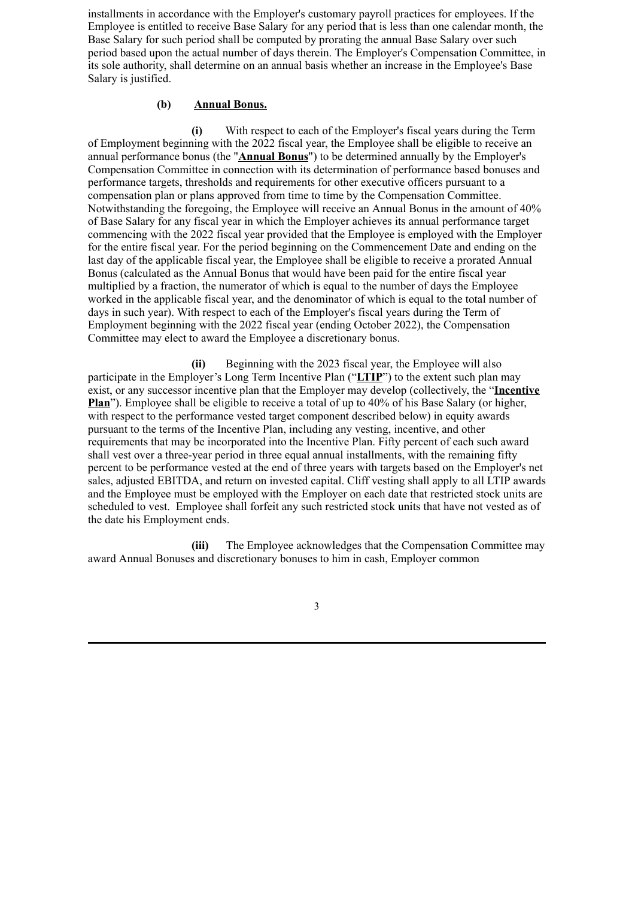installments in accordance with the Employer's customary payroll practices for employees. If the Employee is entitled to receive Base Salary for any period that is less than one calendar month, the Base Salary for such period shall be computed by prorating the annual Base Salary over such period based upon the actual number of days therein. The Employer's Compensation Committee, in its sole authority, shall determine on an annual basis whether an increase in the Employee's Base Salary is justified.

**(b)** **Annual Bonus.**

**(i)** With respect to each of the Employer's fiscal years during the Term of Employment beginning with the 2022 fiscal year, the Employee shall be eligible to receive an annual performance bonus (the "**Annual Bonus**") to be determined annually by the Employer's Compensation Committee in connection with its determination of performance based bonuses and performance targets, thresholds and requirements for other executive officers pursuant to a compensation plan or plans approved from time to time by the Compensation Committee. Notwithstanding the foregoing, the Employee will receive an Annual Bonus in the amount of 40% of Base Salary for any fiscal year in which the Employer achieves its annual performance target commencing with the 2022 fiscal year provided that the Employee is employed with the Employer for the entire fiscal year. For the period beginning on the Commencement Date and ending on the last day of the applicable fiscal year, the Employee shall be eligible to receive a prorated Annual Bonus (calculated as the Annual Bonus that would have been paid for the entire fiscal year multiplied by a fraction, the numerator of which is equal to the number of days the Employee worked in the applicable fiscal year, and the denominator of which is equal to the total number of days in such year). With respect to each of the Employer's fiscal years during the Term of Employment beginning with the 2022 fiscal year (ending October 2022), the Compensation Committee may elect to award the Employee a discretionary bonus.

**(ii)** Beginning with the 2023 fiscal year, the Employee will also participate in the Employer's Long Term Incentive Plan ("**LTIP**") to the extent such plan may exist, or any successor incentive plan that the Employer may develop (collectively, the "**Incentive Plan**"). Employee shall be eligible to receive a total of up to 40% of his Base Salary (or higher, with respect to the performance vested target component described below) in equity awards pursuant to the terms of the Incentive Plan, including any vesting, incentive, and other requirements that may be incorporated into the Incentive Plan. Fifty percent of each such award shall vest over a three-year period in three equal annual installments, with the remaining fifty percent to be performance vested at the end of three years with targets based on the Employer's net sales, adjusted EBITDA, and return on invested capital. Cliff vesting shall apply to all LTIP awards and the Employee must be employed with the Employer on each date that restricted stock units are scheduled to vest. Employee shall forfeit any such restricted stock units that have not vested as of the date his Employment ends.

**(iii)** The Employee acknowledges that the Compensation Committee may award Annual Bonuses and discretionary bonuses to him in cash, Employer common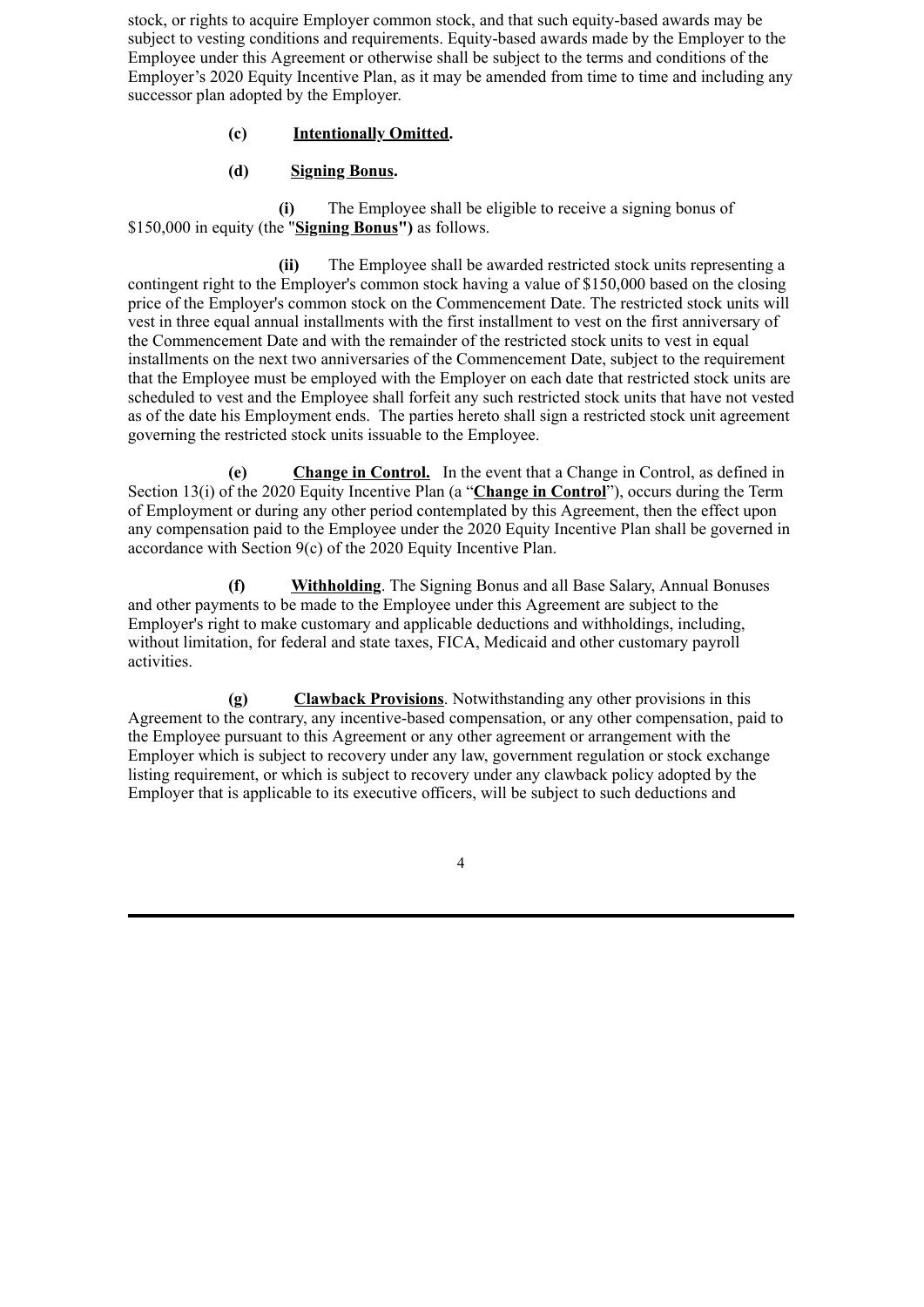stock, or rights to acquire Employer common stock, and that such equity-based awards may be subject to vesting conditions and requirements. Equity-based awards made by the Employer to the Employee under this Agreement or otherwise shall be subject to the terms and conditions of the Employer's 2020 Equity Incentive Plan, as it may be amended from time to time and including any successor plan adopted by the Employer.

**(c)** **Intentionally Omitted.**

**(d)** **Signing Bonus.**

**(i)** The Employee shall be eligible to receive a signing bonus of $150,000 in equity (the "**Signing Bonus**") as follows.

**(ii)** The Employee shall be awarded restricted stock units representing a contingent right to the Employer's common stock having a value of $150,000 based on the closing price of the Employer's common stock on the Commencement Date. The restricted stock units will vest in three equal annual installments with the first installment to vest on the first anniversary of the Commencement Date and with the remainder of the restricted stock units to vest in equal installments on the next two anniversaries of the Commencement Date, subject to the requirement that the Employee must be employed with the Employer on each date that restricted stock units are scheduled to vest and the Employee shall forfeit any such restricted stock units that have not vested as of the date his Employment ends. The parties hereto shall sign a restricted stock unit agreement governing the restricted stock units issuable to the Employee.

**(e)** **Change in Control.** In the event that a Change in Control, as defined in Section 13(i) of the 2020 Equity Incentive Plan (a "**Change in Control**"), occurs during the Term of Employment or during any other period contemplated by this Agreement, then the effect upon any compensation paid to the Employee under the 2020 Equity Incentive Plan shall be governed in accordance with Section 9(c) of the 2020 Equity Incentive Plan.

**(f)** **Withholding**. The Signing Bonus and all Base Salary, Annual Bonuses and other payments to be made to the Employee under this Agreement are subject to the Employer's right to make customary and applicable deductions and withholdings, including, without limitation, for federal and state taxes, FICA, Medicaid and other customary payroll activities.

**(g)** **Clawback Provisions**. Notwithstanding any other provisions in this Agreement to the contrary, any incentive-based compensation, or any other compensation, paid to the Employee pursuant to this Agreement or any other agreement or arrangement with the Employer which is subject to recovery under any law, government regulation or stock exchange listing requirement, or which is subject to recovery under any clawback policy adopted by the Employer that is applicable to its executive officers, will be subject to such deductions and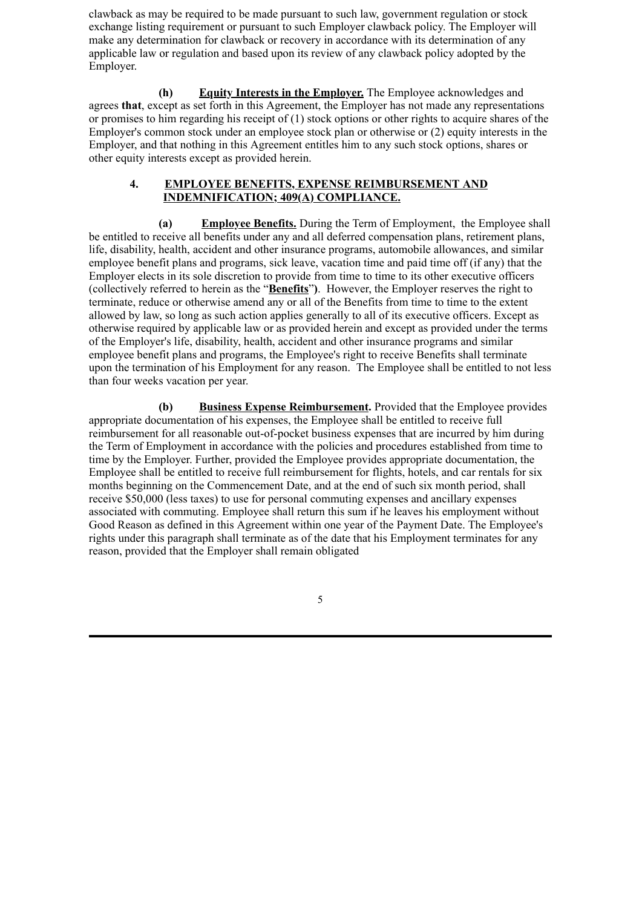clawback as may be required to be made pursuant to such law, government regulation or stock exchange listing requirement or pursuant to such Employer clawback policy. The Employer will make any determination for clawback or recovery in accordance with its determination of any applicable law or regulation and based upon its review of any clawback policy adopted by the Employer.

**(h)** **Equity Interests in the Employer.** The Employee acknowledges and agrees **that**, except as set forth in this Agreement, the Employer has not made any representations or promises to him regarding his receipt of (1) stock options or other rights to acquire shares of the Employer's common stock under an employee stock plan or otherwise or (2) equity interests in the Employer, and that nothing in this Agreement entitles him to any such stock options, shares or other equity interests except as provided herein.

## 4. EMPLOYEE BENEFITS, EXPENSE REIMBURSEMENT AND INDEMNIFICATION; 409(A) COMPLIANCE.

**(a)** **Employee Benefits.** During the Term of Employment, the Employee shall be entitled to receive all benefits under any and all deferred compensation plans, retirement plans, life, disability, health, accident and other insurance programs, automobile allowances, and similar employee benefit plans and programs, sick leave, vacation time and paid time off (if any) that the Employer elects in its sole discretion to provide from time to time to its other executive officers (collectively referred to herein as the "**Benefits**"). However, the Employer reserves the right to terminate, reduce or otherwise amend any or all of the Benefits from time to time to the extent allowed by law, so long as such action applies generally to all of its executive officers. Except as otherwise required by applicable law or as provided herein and except as provided under the terms of the Employer's life, disability, health, accident and other insurance programs and similar employee benefit plans and programs, the Employee's right to receive Benefits shall terminate upon the termination of his Employment for any reason. The Employee shall be entitled to not less than four weeks vacation per year.

**(b)** **Business Expense Reimbursement.** Provided that the Employee provides appropriate documentation of his expenses, the Employee shall be entitled to receive full reimbursement for all reasonable out-of-pocket business expenses that are incurred by him during the Term of Employment in accordance with the policies and procedures established from time to time by the Employer. Further, provided the Employee provides appropriate documentation, the Employee shall be entitled to receive full reimbursement for flights, hotels, and car rentals for six months beginning on the Commencement Date, and at the end of such six month period, shall receive $50,000 (less taxes) to use for personal commuting expenses and ancillary expenses associated with commuting. Employee shall return this sum if he leaves his employment without Good Reason as defined in this Agreement within one year of the Payment Date. The Employee's rights under this paragraph shall terminate as of the date that his Employment terminates for any reason, provided that the Employer shall remain obligated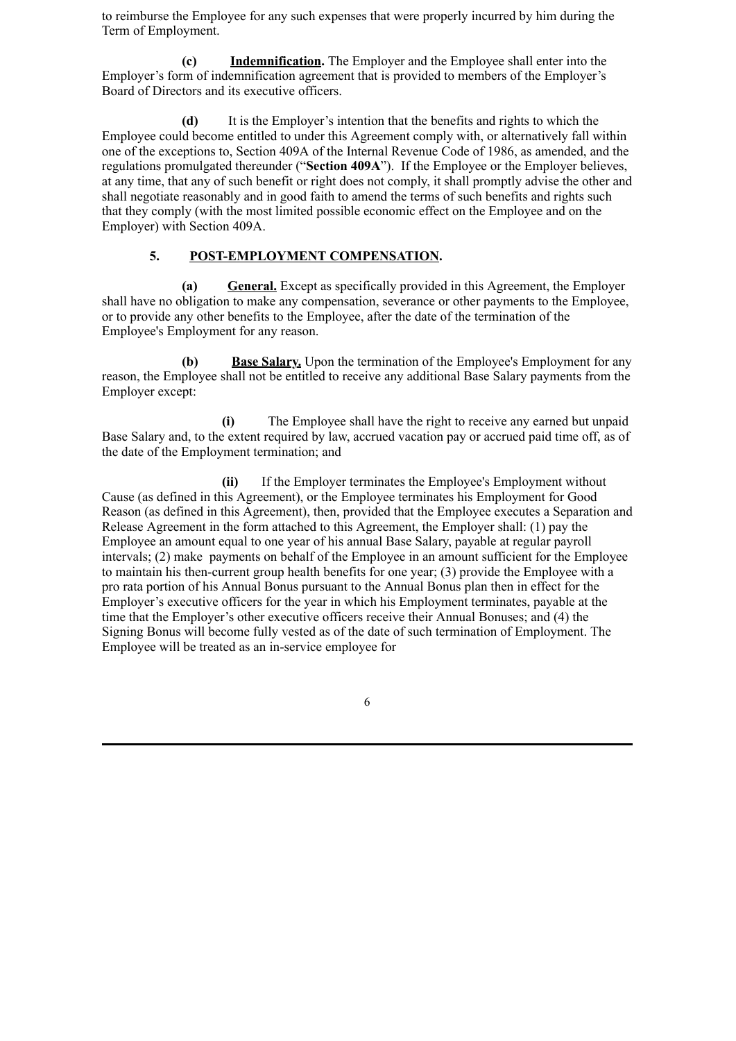to reimburse the Employee for any such expenses that were properly incurred by him during the Term of Employment.

**(c)** **Indemnification.** The Employer and the Employee shall enter into the Employer's form of indemnification agreement that is provided to members of the Employer's Board of Directors and its executive officers.

**(d)** It is the Employer's intention that the benefits and rights to which the Employee could become entitled to under this Agreement comply with, or alternatively fall within one of the exceptions to, Section 409A of the Internal Revenue Code of 1986, as amended, and the regulations promulgated thereunder ("**Section 409A**"). If the Employee or the Employer believes, at any time, that any of such benefit or right does not comply, it shall promptly advise the other and shall negotiate reasonably and in good faith to amend the terms of such benefits and rights such that they comply (with the most limited possible economic effect on the Employee and on the Employer) with Section 409A.

**5.** **POST-EMPLOYMENT COMPENSATION.**

**(a)** **General.** Except as specifically provided in this Agreement, the Employer shall have no obligation to make any compensation, severance or other payments to the Employee, or to provide any other benefits to the Employee, after the date of the termination of the Employee's Employment for any reason.

**(b)** **Base Salary.** Upon the termination of the Employee's Employment for any reason, the Employee shall not be entitled to receive any additional Base Salary payments from the Employer except:

**(i)** The Employee shall have the right to receive any earned but unpaid Base Salary and, to the extent required by law, accrued vacation pay or accrued paid time off, as of the date of the Employment termination; and

**(ii)** If the Employer terminates the Employee's Employment without Cause (as defined in this Agreement), or the Employee terminates his Employment for Good Reason (as defined in this Agreement), then, provided that the Employee executes a Separation and Release Agreement in the form attached to this Agreement, the Employer shall: (1) pay the Employee an amount equal to one year of his annual Base Salary, payable at regular payroll intervals; (2) make payments on behalf of the Employee in an amount sufficient for the Employee to maintain his then-current group health benefits for one year; (3) provide the Employee with a pro rata portion of his Annual Bonus pursuant to the Annual Bonus plan then in effect for the Employer's executive officers for the year in which his Employment terminates, payable at the time that the Employer's other executive officers receive their Annual Bonuses; and (4) the Signing Bonus will become fully vested as of the date of such termination of Employment. The Employee will be treated as an in-service employee for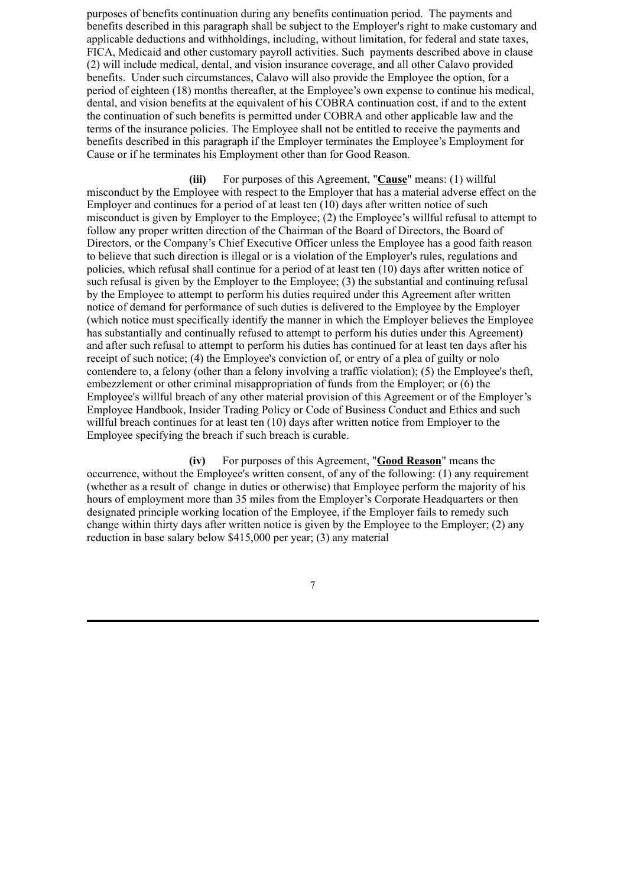purposes of benefits continuation during any benefits continuation period. The payments and benefits described in this paragraph shall be subject to the Employer's right to make customary and applicable deductions and withholdings, including, without limitation, for federal and state taxes, FICA, Medicaid and other customary payroll activities. Such payments described above in clause (2) will include medical, dental, and vision insurance coverage, and all other Calavo provided benefits. Under such circumstances, Calavo will also provide the Employee the option, for a period of eighteen (18) months thereafter, at the Employee's own expense to continue his medical, dental, and vision benefits at the equivalent of his COBRA continuation cost, if and to the extent the continuation of such benefits is permitted under COBRA and other applicable law and the terms of the insurance policies. The Employee shall not be entitled to receive the payments and benefits described in this paragraph if the Employer terminates the Employee's Employment for Cause or if he terminates his Employment other than for Good Reason.

**(iii)** For purposes of this Agreement, "**Cause**" means: (1) willful misconduct by the Employee with respect to the Employer that has a material adverse effect on the Employer and continues for a period of at least ten (10) days after written notice of such misconduct is given by Employer to the Employee; (2) the Employee's willful refusal to attempt to follow any proper written direction of the Chairman of the Board of Directors, the Board of Directors, or the Company's Chief Executive Officer unless the Employee has a good faith reason to believe that such direction is illegal or is a violation of the Employer's rules, regulations and policies, which refusal shall continue for a period of at least ten (10) days after written notice of such refusal is given by the Employer to the Employee; (3) the substantial and continuing refusal by the Employee to attempt to perform his duties required under this Agreement after written notice of demand for performance of such duties is delivered to the Employee by the Employer (which notice must specifically identify the manner in which the Employer believes the Employee has substantially and continually refused to attempt to perform his duties under this Agreement) and after such refusal to attempt to perform his duties has continued for at least ten days after his receipt of such notice; (4) the Employee's conviction of, or entry of a plea of guilty or nolo contendere to, a felony (other than a felony involving a traffic violation); (5) the Employee's theft, embezzlement or other criminal misappropriation of funds from the Employer; or (6) the Employee's willful breach of any other material provision of this Agreement or of the Employer's Employee Handbook, Insider Trading Policy or Code of Business Conduct and Ethics and such willful breach continues for at least ten (10) days after written notice from Employer to the Employee specifying the breach if such breach is curable.

**(iv)** For purposes of this Agreement, "**Good Reason**" means the occurrence, without the Employee's written consent, of any of the following: (1) any requirement (whether as a result of change in duties or otherwise) that Employee perform the majority of his hours of employment more than 35 miles from the Employer's Corporate Headquarters or then designated principle working location of the Employee, if the Employer fails to remedy such change within thirty days after written notice is given by the Employee to the Employer; (2) any reduction in base salary below $415,000 per year; (3) any material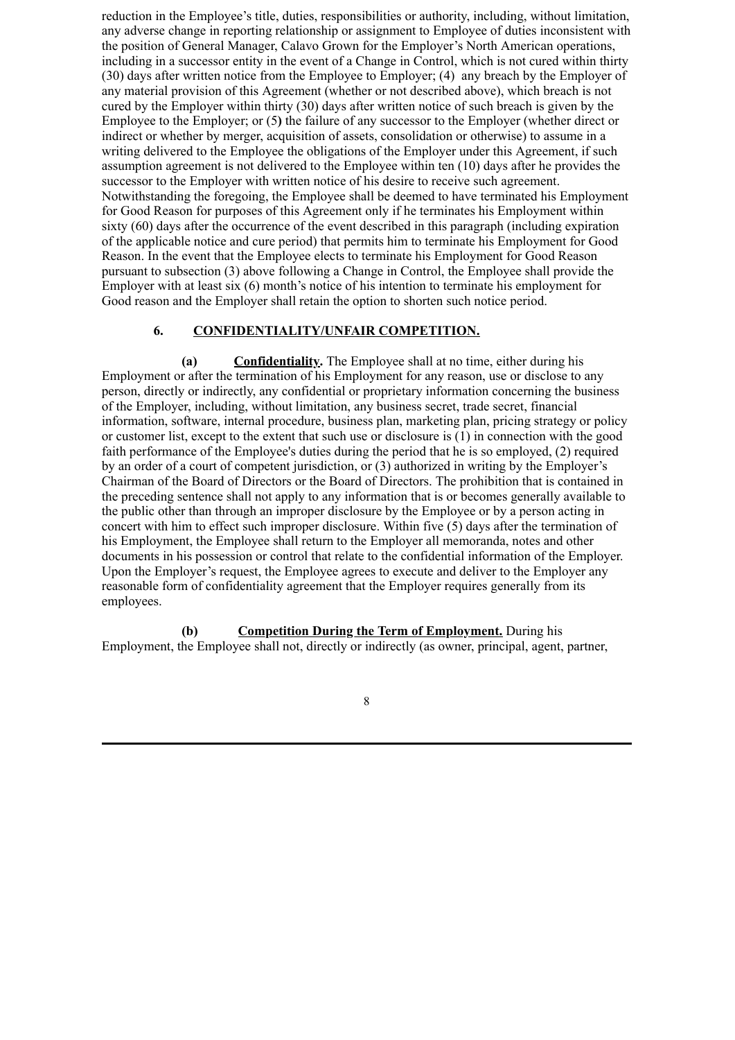reduction in the Employee's title, duties, responsibilities or authority, including, without limitation, any adverse change in reporting relationship or assignment to Employee of duties inconsistent with the position of General Manager, Calavo Grown for the Employer's North American operations, including in a successor entity in the event of a Change in Control, which is not cured within thirty (30) days after written notice from the Employee to Employer; (4) any breach by the Employer of any material provision of this Agreement (whether or not described above), which breach is not cured by the Employer within thirty (30) days after written notice of such breach is given by the Employee to the Employer; or (5) the failure of any successor to the Employer (whether direct or indirect or whether by merger, acquisition of assets, consolidation or otherwise) to assume in a writing delivered to the Employee the obligations of the Employer under this Agreement, if such assumption agreement is not delivered to the Employee within ten (10) days after he provides the successor to the Employer with written notice of his desire to receive such agreement. Notwithstanding the foregoing, the Employee shall be deemed to have terminated his Employment for Good Reason for purposes of this Agreement only if he terminates his Employment within sixty (60) days after the occurrence of the event described in this paragraph (including expiration of the applicable notice and cure period) that permits him to terminate his Employment for Good Reason. In the event that the Employee elects to terminate his Employment for Good Reason pursuant to subsection (3) above following a Change in Control, the Employee shall provide the Employer with at least six (6) month's notice of his intention to terminate his employment for Good reason and the Employer shall retain the option to shorten such notice period.

**6. <u>CONFIDENTIALITY/UNFAIR COMPETITION.</u>**

**(a) <u>Confidentiality</u>.** The Employee shall at no time, either during his Employment or after the termination of his Employment for any reason, use or disclose to any person, directly or indirectly, any confidential or proprietary information concerning the business of the Employer, including, without limitation, any business secret, trade secret, financial information, software, internal procedure, business plan, marketing plan, pricing strategy or policy or customer list, except to the extent that such use or disclosure is (1) in connection with the good faith performance of the Employee's duties during the period that he is so employed, (2) required by an order of a court of competent jurisdiction, or (3) authorized in writing by the Employer's Chairman of the Board of Directors or the Board of Directors. The prohibition that is contained in the preceding sentence shall not apply to any information that is or becomes generally available to the public other than through an improper disclosure by the Employee or by a person acting in concert with him to effect such improper disclosure. Within five (5) days after the termination of his Employment, the Employee shall return to the Employer all memoranda, notes and other documents in his possession or control that relate to the confidential information of the Employer. Upon the Employer's request, the Employee agrees to execute and deliver to the Employer any reasonable form of confidentiality agreement that the Employer requires generally from its employees.

**(b) <u>Competition During the Term of Employment.</u>** During his Employment, the Employee shall not, directly or indirectly (as owner, principal, agent, partner,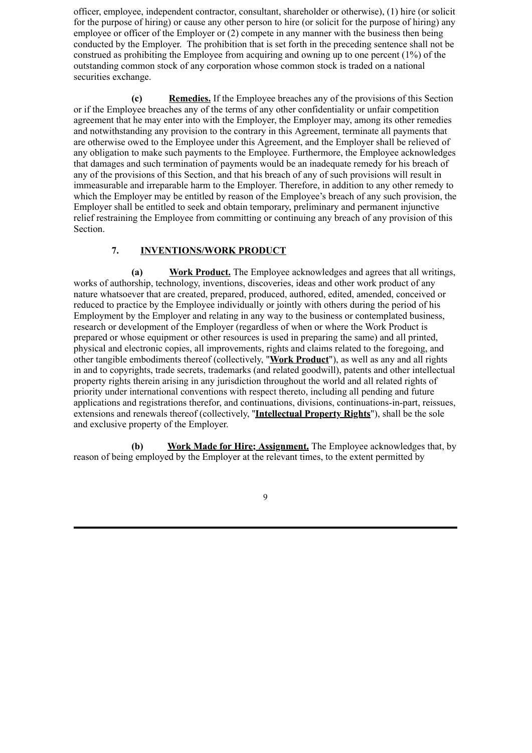officer, employee, independent contractor, consultant, shareholder or otherwise), (1) hire (or solicit for the purpose of hiring) or cause any other person to hire (or solicit for the purpose of hiring) any employee or officer of the Employer or (2) compete in any manner with the business then being conducted by the Employer. The prohibition that is set forth in the preceding sentence shall not be construed as prohibiting the Employee from acquiring and owning up to one percent (1%) of the outstanding common stock of any corporation whose common stock is traded on a national securities exchange.

**(c)** **Remedies.** If the Employee breaches any of the provisions of this Section or if the Employee breaches any of the terms of any other confidentiality or unfair competition agreement that he may enter into with the Employer, the Employer may, among its other remedies and notwithstanding any provision to the contrary in this Agreement, terminate all payments that are otherwise owed to the Employee under this Agreement, and the Employer shall be relieved of any obligation to make such payments to the Employee. Furthermore, the Employee acknowledges that damages and such termination of payments would be an inadequate remedy for his breach of any of the provisions of this Section, and that his breach of any of such provisions will result in immeasurable and irreparable harm to the Employer. Therefore, in addition to any other remedy to which the Employer may be entitled by reason of the Employee's breach of any such provision, the Employer shall be entitled to seek and obtain temporary, preliminary and permanent injunctive relief restraining the Employee from committing or continuing any breach of any provision of this Section.

## 7. INVENTIONS/WORK PRODUCT

**(a)** **Work Product.** The Employee acknowledges and agrees that all writings, works of authorship, technology, inventions, discoveries, ideas and other work product of any nature whatsoever that are created, prepared, produced, authored, edited, amended, conceived or reduced to practice by the Employee individually or jointly with others during the period of his Employment by the Employer and relating in any way to the business or contemplated business, research or development of the Employer (regardless of when or where the Work Product is prepared or whose equipment or other resources is used in preparing the same) and all printed, physical and electronic copies, all improvements, rights and claims related to the foregoing, and other tangible embodiments thereof (collectively, "**Work Product**"), as well as any and all rights in and to copyrights, trade secrets, trademarks (and related goodwill), patents and other intellectual property rights therein arising in any jurisdiction throughout the world and all related rights of priority under international conventions with respect thereto, including all pending and future applications and registrations therefor, and continuations, divisions, continuations-in-part, reissues, extensions and renewals thereof (collectively, "**Intellectual Property Rights**"), shall be the sole and exclusive property of the Employer.

**(b)** **Work Made for Hire; Assignment.** The Employee acknowledges that, by reason of being employed by the Employer at the relevant times, to the extent permitted by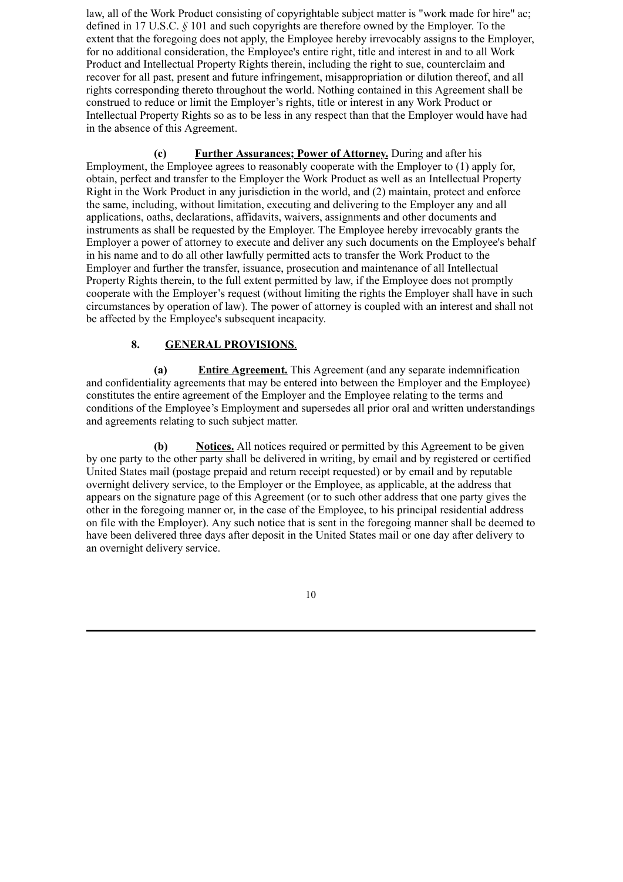law, all of the Work Product consisting of copyrightable subject matter is "work made for hire" ac; defined in 17 U.S.C. § 101 and such copyrights are therefore owned by the Employer. To the extent that the foregoing does not apply, the Employee hereby irrevocably assigns to the Employer, for no additional consideration, the Employee's entire right, title and interest in and to all Work Product and Intellectual Property Rights therein, including the right to sue, counterclaim and recover for all past, present and future infringement, misappropriation or dilution thereof, and all rights corresponding thereto throughout the world. Nothing contained in this Agreement shall be construed to reduce or limit the Employer's rights, title or interest in any Work Product or Intellectual Property Rights so as to be less in any respect than that the Employer would have had in the absence of this Agreement.

**(c)** **Further Assurances; Power of Attorney.** During and after his Employment, the Employee agrees to reasonably cooperate with the Employer to (1) apply for, obtain, perfect and transfer to the Employer the Work Product as well as an Intellectual Property Right in the Work Product in any jurisdiction in the world, and (2) maintain, protect and enforce the same, including, without limitation, executing and delivering to the Employer any and all applications, oaths, declarations, affidavits, waivers, assignments and other documents and instruments as shall be requested by the Employer. The Employee hereby irrevocably grants the Employer a power of attorney to execute and deliver any such documents on the Employee's behalf in his name and to do all other lawfully permitted acts to transfer the Work Product to the Employer and further the transfer, issuance, prosecution and maintenance of all Intellectual Property Rights therein, to the full extent permitted by law, if the Employee does not promptly cooperate with the Employer's request (without limiting the rights the Employer shall have in such circumstances by operation of law). The power of attorney is coupled with an interest and shall not be affected by the Employee's subsequent incapacity.

**8. GENERAL PROVISIONS.**

**(a)** **Entire Agreement.** This Agreement (and any separate indemnification and confidentiality agreements that may be entered into between the Employer and the Employee) constitutes the entire agreement of the Employer and the Employee relating to the terms and conditions of the Employee's Employment and supersedes all prior oral and written understandings and agreements relating to such subject matter.

**(b)** **Notices.** All notices required or permitted by this Agreement to be given by one party to the other party shall be delivered in writing, by email and by registered or certified United States mail (postage prepaid and return receipt requested) or by email and by reputable overnight delivery service, to the Employer or the Employee, as applicable, at the address that appears on the signature page of this Agreement (or to such other address that one party gives the other in the foregoing manner or, in the case of the Employee, to his principal residential address on file with the Employer). Any such notice that is sent in the foregoing manner shall be deemed to have been delivered three days after deposit in the United States mail or one day after delivery to an overnight delivery service.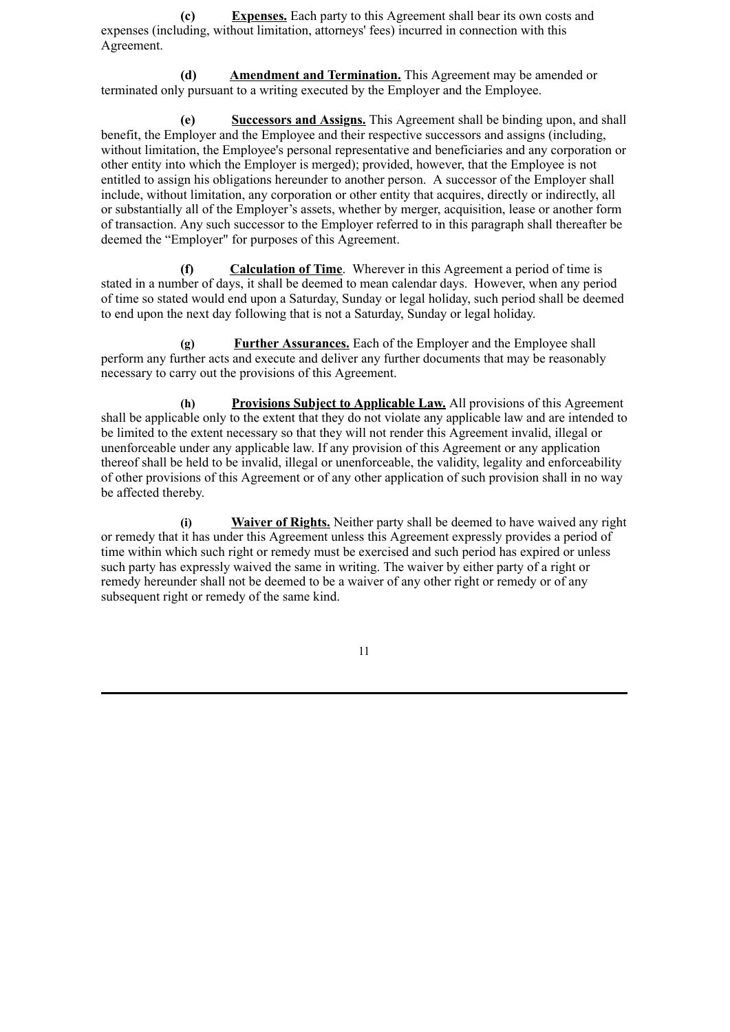**(c)** **Expenses.** Each party to this Agreement shall bear its own costs and expenses (including, without limitation, attorneys' fees) incurred in connection with this Agreement.

**(d)** **Amendment and Termination.** This Agreement may be amended or terminated only pursuant to a writing executed by the Employer and the Employee.

**(e)** **Successors and Assigns.** This Agreement shall be binding upon, and shall benefit, the Employer and the Employee and their respective successors and assigns (including, without limitation, the Employee's personal representative and beneficiaries and any corporation or other entity into which the Employer is merged); provided, however, that the Employee is not entitled to assign his obligations hereunder to another person. A successor of the Employer shall include, without limitation, any corporation or other entity that acquires, directly or indirectly, all or substantially all of the Employer's assets, whether by merger, acquisition, lease or another form of transaction. Any such successor to the Employer referred to in this paragraph shall thereafter be deemed the "Employer" for purposes of this Agreement.

**(f)** **Calculation of Time**. Wherever in this Agreement a period of time is stated in a number of days, it shall be deemed to mean calendar days. However, when any period of time so stated would end upon a Saturday, Sunday or legal holiday, such period shall be deemed to end upon the next day following that is not a Saturday, Sunday or legal holiday.

**(g)** **Further Assurances.** Each of the Employer and the Employee shall perform any further acts and execute and deliver any further documents that may be reasonably necessary to carry out the provisions of this Agreement.

**(h)** **Provisions Subject to Applicable Law.** All provisions of this Agreement shall be applicable only to the extent that they do not violate any applicable law and are intended to be limited to the extent necessary so that they will not render this Agreement invalid, illegal or unenforceable under any applicable law. If any provision of this Agreement or any application thereof shall be held to be invalid, illegal or unenforceable, the validity, legality and enforceability of other provisions of this Agreement or of any other application of such provision shall in no way be affected thereby.

**(i)** **Waiver of Rights.** Neither party shall be deemed to have waived any right or remedy that it has under this Agreement unless this Agreement expressly provides a period of time within which such right or remedy must be exercised and such period has expired or unless such party has expressly waived the same in writing. The waiver by either party of a right or remedy hereunder shall not be deemed to be a waiver of any other right or remedy or of any subsequent right or remedy of the same kind.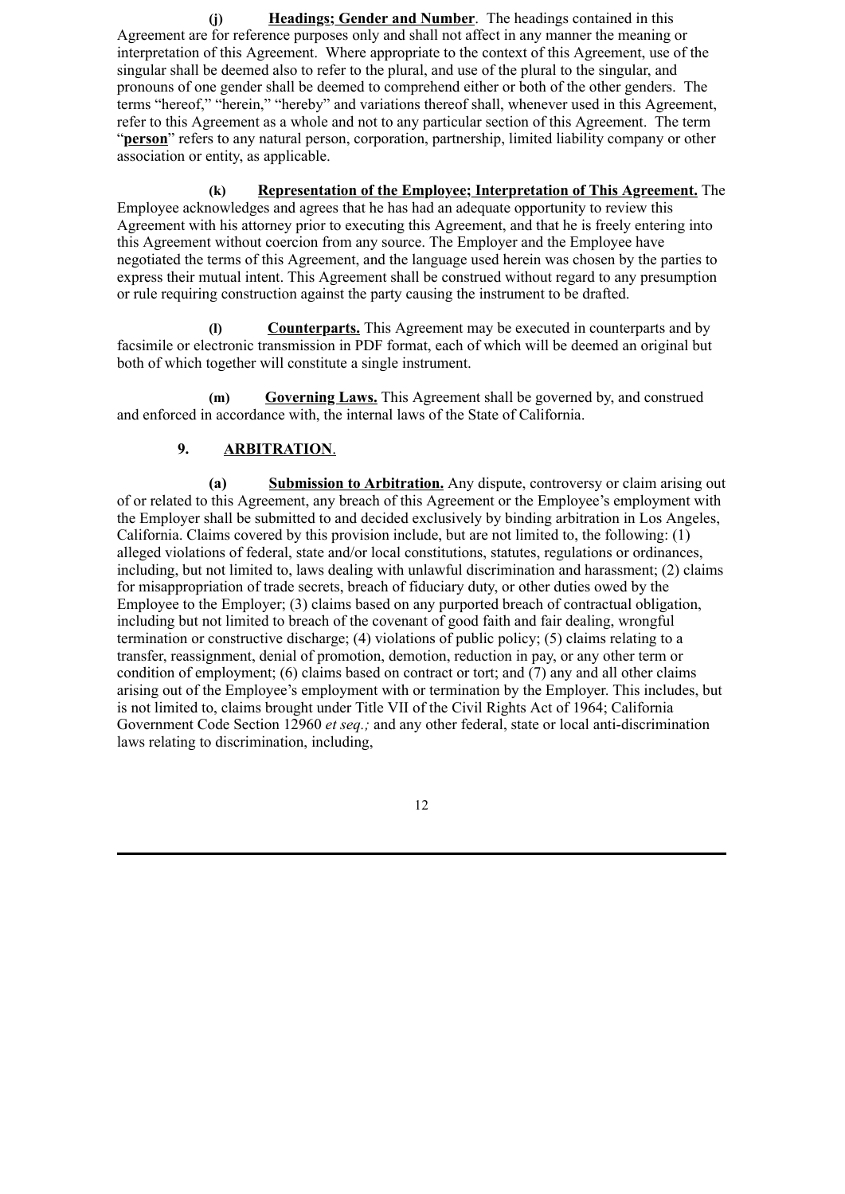**(j)** **Headings; Gender and Number**. The headings contained in this Agreement are for reference purposes only and shall not affect in any manner the meaning or interpretation of this Agreement. Where appropriate to the context of this Agreement, use of the singular shall be deemed also to refer to the plural, and use of the plural to the singular, and pronouns of one gender shall be deemed to comprehend either or both of the other genders. The terms "hereof," "herein," "hereby" and variations thereof shall, whenever used in this Agreement, refer to this Agreement as a whole and not to any particular section of this Agreement. The term "**person**" refers to any natural person, corporation, partnership, limited liability company or other association or entity, as applicable.

**(k)** **Representation of the Employee; Interpretation of This Agreement.** The Employee acknowledges and agrees that he has had an adequate opportunity to review this Agreement with his attorney prior to executing this Agreement, and that he is freely entering into this Agreement without coercion from any source. The Employer and the Employee have negotiated the terms of this Agreement, and the language used herein was chosen by the parties to express their mutual intent. This Agreement shall be construed without regard to any presumption or rule requiring construction against the party causing the instrument to be drafted.

**(l)** **Counterparts.** This Agreement may be executed in counterparts and by facsimile or electronic transmission in PDF format, each of which will be deemed an original but both of which together will constitute a single instrument.

**(m)** **Governing Laws.** This Agreement shall be governed by, and construed and enforced in accordance with, the internal laws of the State of California.

**9. ARBITRATION**.

**(a)** **Submission to Arbitration.** Any dispute, controversy or claim arising out of or related to this Agreement, any breach of this Agreement or the Employee's employment with the Employer shall be submitted to and decided exclusively by binding arbitration in Los Angeles, California. Claims covered by this provision include, but are not limited to, the following: (1) alleged violations of federal, state and/or local constitutions, statutes, regulations or ordinances, including, but not limited to, laws dealing with unlawful discrimination and harassment; (2) claims for misappropriation of trade secrets, breach of fiduciary duty, or other duties owed by the Employee to the Employer; (3) claims based on any purported breach of contractual obligation, including but not limited to breach of the covenant of good faith and fair dealing, wrongful termination or constructive discharge; (4) violations of public policy; (5) claims relating to a transfer, reassignment, denial of promotion, demotion, reduction in pay, or any other term or condition of employment; (6) claims based on contract or tort; and (7) any and all other claims arising out of the Employee's employment with or termination by the Employer. This includes, but is not limited to, claims brought under Title VII of the Civil Rights Act of 1964; California Government Code Section 12960 *et seq.;* and any other federal, state or local anti-discrimination laws relating to discrimination, including,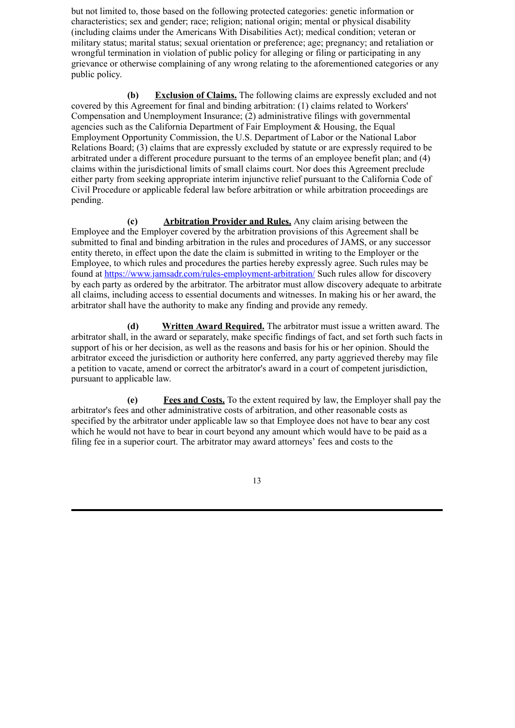but not limited to, those based on the following protected categories: genetic information or characteristics; sex and gender; race; religion; national origin; mental or physical disability (including claims under the Americans With Disabilities Act); medical condition; veteran or military status; marital status; sexual orientation or preference; age; pregnancy; and retaliation or wrongful termination in violation of public policy for alleging or filing or participating in any grievance or otherwise complaining of any wrong relating to the aforementioned categories or any public policy.

**(b)** **Exclusion of Claims.** The following claims are expressly excluded and not covered by this Agreement for final and binding arbitration: (1) claims related to Workers' Compensation and Unemployment Insurance; (2) administrative filings with governmental agencies such as the California Department of Fair Employment & Housing, the Equal Employment Opportunity Commission, the U.S. Department of Labor or the National Labor Relations Board; (3) claims that are expressly excluded by statute or are expressly required to be arbitrated under a different procedure pursuant to the terms of an employee benefit plan; and (4) claims within the jurisdictional limits of small claims court. Nor does this Agreement preclude either party from seeking appropriate interim injunctive relief pursuant to the California Code of Civil Procedure or applicable federal law before arbitration or while arbitration proceedings are pending.

**(c)** **Arbitration Provider and Rules.** Any claim arising between the Employee and the Employer covered by the arbitration provisions of this Agreement shall be submitted to final and binding arbitration in the rules and procedures of JAMS, or any successor entity thereto, in effect upon the date the claim is submitted in writing to the Employer or the Employee, to which rules and procedures the parties hereby expressly agree. Such rules may be found at [https://www.jamsadr.com/rules-employment-arbitration/](https://www.jamsadr.com/rules-employment-arbitration/) Such rules allow for discovery by each party as ordered by the arbitrator. The arbitrator must allow discovery adequate to arbitrate all claims, including access to essential documents and witnesses. In making his or her award, the arbitrator shall have the authority to make any finding and provide any remedy.

**(d)** **Written Award Required.** The arbitrator must issue a written award. The arbitrator shall, in the award or separately, make specific findings of fact, and set forth such facts in support of his or her decision, as well as the reasons and basis for his or her opinion. Should the arbitrator exceed the jurisdiction or authority here conferred, any party aggrieved thereby may file a petition to vacate, amend or correct the arbitrator's award in a court of competent jurisdiction, pursuant to applicable law.

**(e)** **Fees and Costs.** To the extent required by law, the Employer shall pay the arbitrator's fees and other administrative costs of arbitration, and other reasonable costs as specified by the arbitrator under applicable law so that Employee does not have to bear any cost which he would not have to bear in court beyond any amount which would have to be paid as a filing fee in a superior court. The arbitrator may award attorneys' fees and costs to the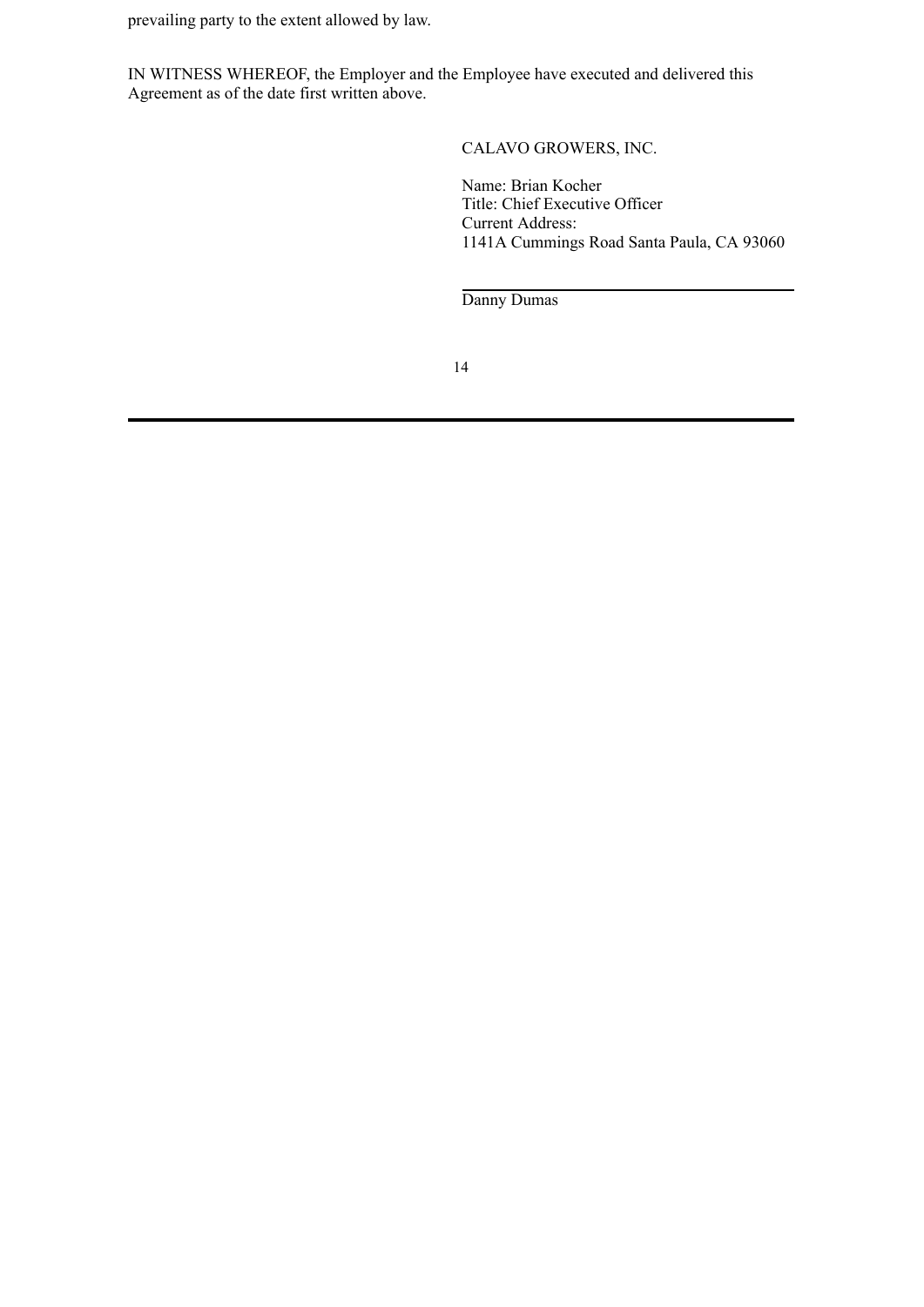prevailing party to the extent allowed by law.

IN WITNESS WHEREOF, the Employer and the Employee have executed and delivered this Agreement as of the date first written above.

CALAVO GROWERS, INC.

Name: Brian Kocher
Title: Chief Executive Officer
Current Address:
1141A Cummings Road Santa Paula, CA 93060

\_\_\_\_\_\_\_\_\_\_\_\_\_\_\_\_\_\_\_\_\_\_\_\_\_\_\_\_\_\_\_\_\_\_\_\_
Danny Dumas